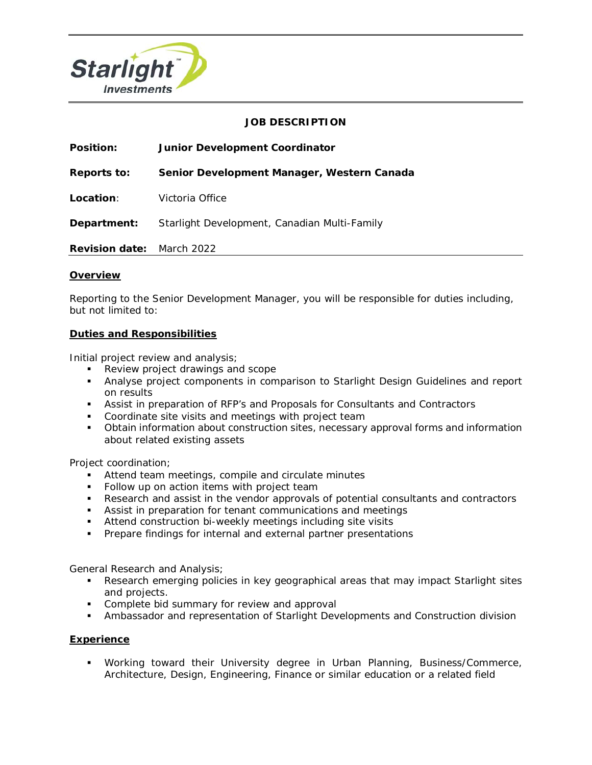Starlight Investments

**JOB DESCRIPTION**

**Position:** **Junior Development Coordinator**

**Reports to:** **Senior Development Manager, Western Canada**

**Location**: Victoria Office

**Department:** Starlight Development, Canadian Multi-Family

**Revision date:** March 2022

## Overview

Reporting to the Senior Development Manager, you will be responsible for duties including, but not limited to:

## Duties and Responsibilities

Initial project review and analysis;

- Review project drawings and scope
- Analyse project components in comparison to Starlight Design Guidelines and report on results
- Assist in preparation of RFP's and Proposals for Consultants and Contractors
- Coordinate site visits and meetings with project team
- Obtain information about construction sites, necessary approval forms and information about related existing assets

Project coordination;

- Attend team meetings, compile and circulate minutes
- Follow up on action items with project team
- Research and assist in the vendor approvals of potential consultants and contractors
- Assist in preparation for tenant communications and meetings
- Attend construction bi-weekly meetings including site visits
- Prepare findings for internal and external partner presentations

General Research and Analysis;

- Research emerging policies in key geographical areas that may impact Starlight sites and projects.
- Complete bid summary for review and approval
- Ambassador and representation of Starlight Developments and Construction division

## Experience

- Working toward their University degree in Urban Planning, Business/Commerce, Architecture, Design, Engineering, Finance or similar education or a related field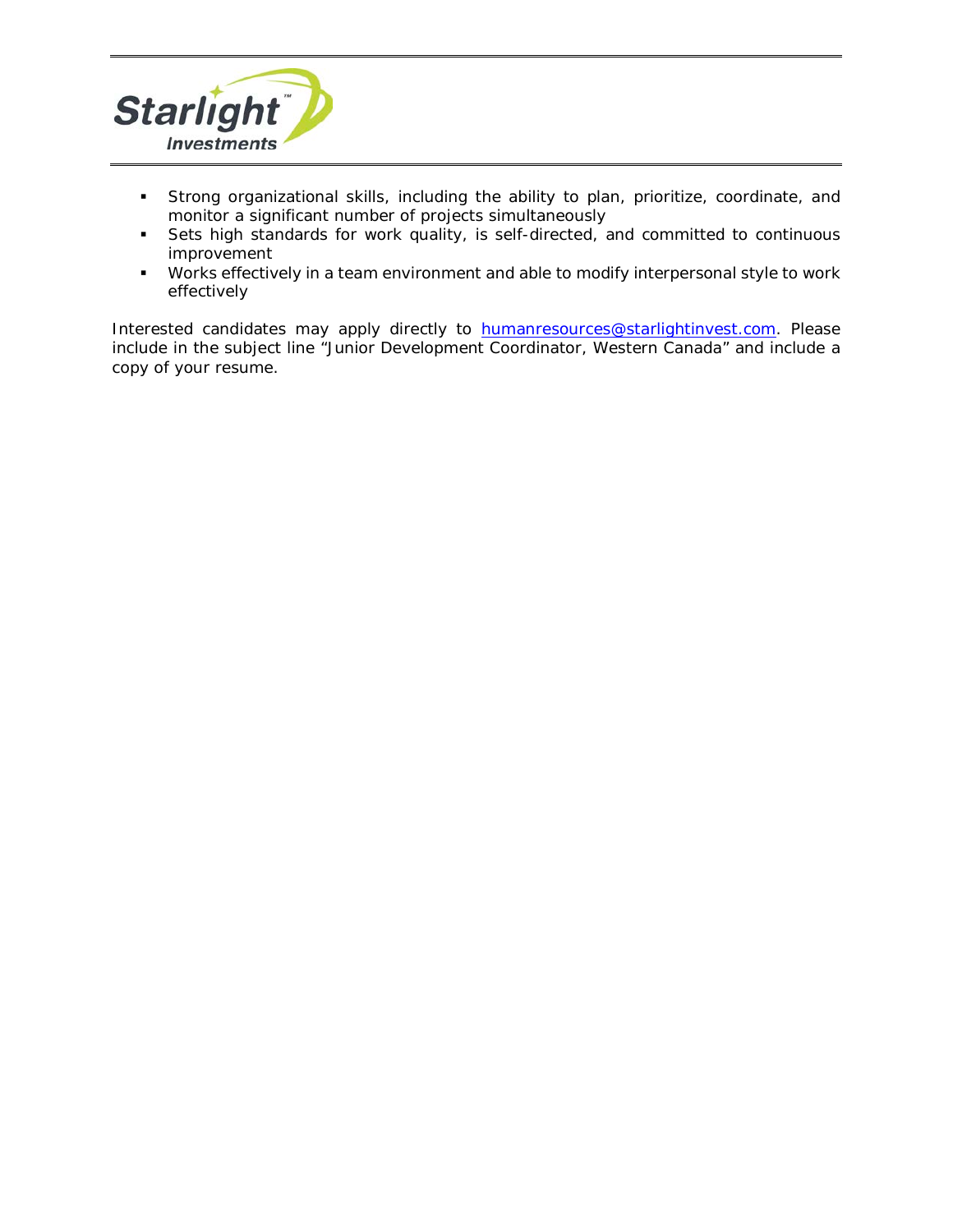- Strong organizational skills, including the ability to plan, prioritize, coordinate, and monitor a significant number of projects simultaneously
- Sets high standards for work quality, is self-directed, and committed to continuous improvement
- Works effectively in a team environment and able to modify interpersonal style to work effectively

Interested candidates may apply directly to humanresources@starlightinvest.com. Please include in the subject line "Junior Development Coordinator, Western Canada" and include a copy of your resume.